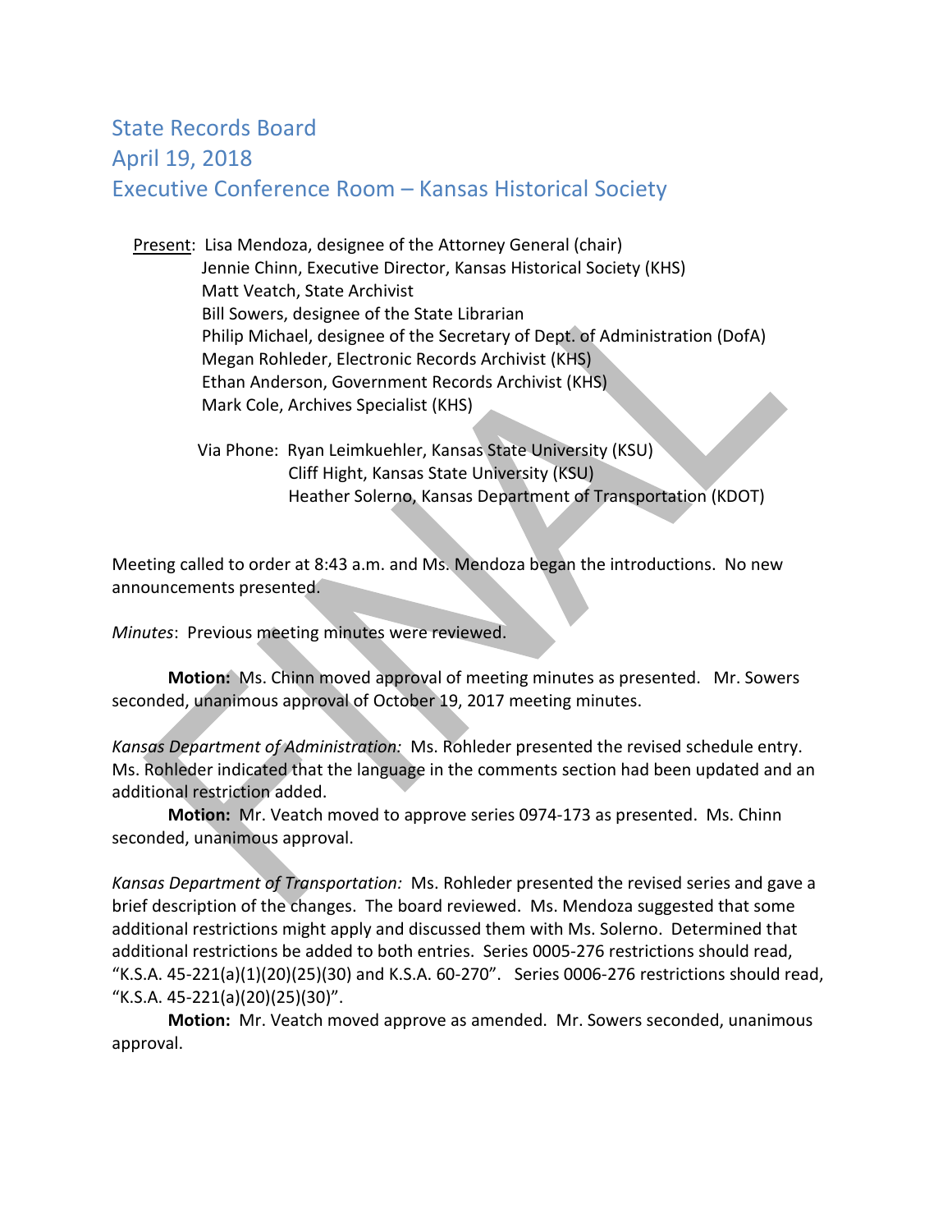# State Records Board
# April 19, 2018
# Executive Conference Room – Kansas Historical Society

Present: Lisa Mendoza, designee of the Attorney General (chair)
Jennie Chinn, Executive Director, Kansas Historical Society (KHS)
Matt Veatch, State Archivist
Bill Sowers, designee of the State Librarian
Philip Michael, designee of the Secretary of Dept. of Administration (DofA)
Megan Rohleder, Electronic Records Archivist (KHS)
Ethan Anderson, Government Records Archivist (KHS)
Mark Cole, Archives Specialist (KHS)

Via Phone: Ryan Leimkuehler, Kansas State University (KSU)
Cliff Hight, Kansas State University (KSU)
Heather Solerno, Kansas Department of Transportation (KDOT)

Meeting called to order at 8:43 a.m. and Ms. Mendoza began the introductions. No new announcements presented.

*Minutes*: Previous meeting minutes were reviewed.

**Motion:** Ms. Chinn moved approval of meeting minutes as presented. Mr. Sowers seconded, unanimous approval of October 19, 2017 meeting minutes.

*Kansas Department of Administration:* Ms. Rohleder presented the revised schedule entry. Ms. Rohleder indicated that the language in the comments section had been updated and an additional restriction added.

**Motion:** Mr. Veatch moved to approve series 0974-173 as presented. Ms. Chinn seconded, unanimous approval.

*Kansas Department of Transportation:* Ms. Rohleder presented the revised series and gave a brief description of the changes. The board reviewed. Ms. Mendoza suggested that some additional restrictions might apply and discussed them with Ms. Solerno. Determined that additional restrictions be added to both entries. Series 0005-276 restrictions should read, "K.S.A. 45-221(a)(1)(20)(25)(30) and K.S.A. 60-270". Series 0006-276 restrictions should read, "K.S.A. 45-221(a)(20)(25)(30)".

**Motion:** Mr. Veatch moved approve as amended. Mr. Sowers seconded, unanimous approval.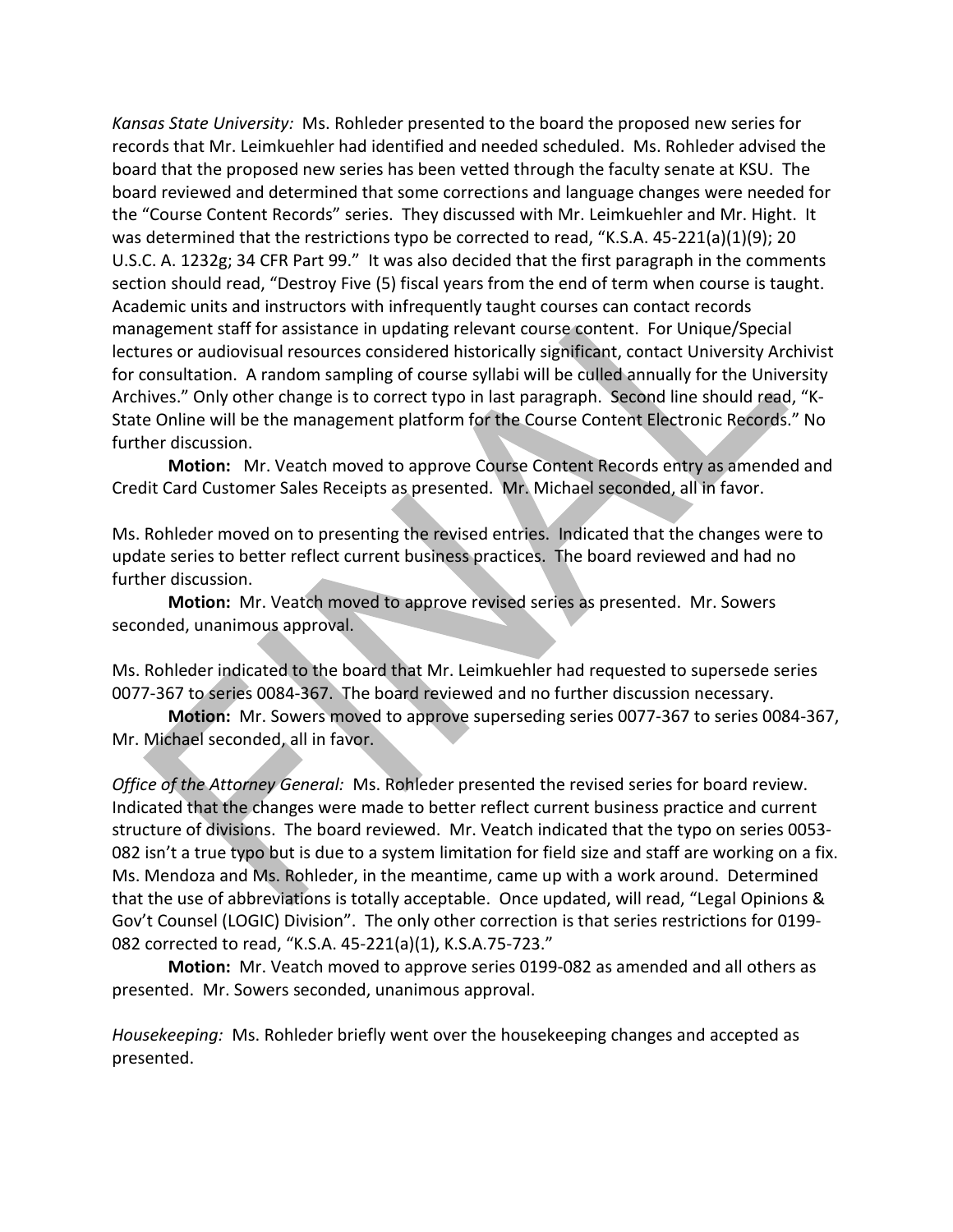*Kansas State University:* Ms. Rohleder presented to the board the proposed new series for records that Mr. Leimkuehler had identified and needed scheduled. Ms. Rohleder advised the board that the proposed new series has been vetted through the faculty senate at KSU. The board reviewed and determined that some corrections and language changes were needed for the "Course Content Records" series. They discussed with Mr. Leimkuehler and Mr. Hight. It was determined that the restrictions typo be corrected to read, "K.S.A. 45-221(a)(1)(9); 20 U.S.C. A. 1232g; 34 CFR Part 99." It was also decided that the first paragraph in the comments section should read, "Destroy Five (5) fiscal years from the end of term when course is taught. Academic units and instructors with infrequently taught courses can contact records management staff for assistance in updating relevant course content. For Unique/Special lectures or audiovisual resources considered historically significant, contact University Archivist for consultation. A random sampling of course syllabi will be culled annually for the University Archives." Only other change is to correct typo in last paragraph. Second line should read, "K-State Online will be the management platform for the Course Content Electronic Records." No further discussion.

**Motion:** Mr. Veatch moved to approve Course Content Records entry as amended and Credit Card Customer Sales Receipts as presented. Mr. Michael seconded, all in favor.

Ms. Rohleder moved on to presenting the revised entries. Indicated that the changes were to update series to better reflect current business practices. The board reviewed and had no further discussion.

**Motion:** Mr. Veatch moved to approve revised series as presented. Mr. Sowers seconded, unanimous approval.

Ms. Rohleder indicated to the board that Mr. Leimkuehler had requested to supersede series 0077-367 to series 0084-367. The board reviewed and no further discussion necessary.

**Motion:** Mr. Sowers moved to approve superseding series 0077-367 to series 0084-367, Mr. Michael seconded, all in favor.

*Office of the Attorney General:* Ms. Rohleder presented the revised series for board review. Indicated that the changes were made to better reflect current business practice and current structure of divisions. The board reviewed. Mr. Veatch indicated that the typo on series 0053-082 isn't a true typo but is due to a system limitation for field size and staff are working on a fix. Ms. Mendoza and Ms. Rohleder, in the meantime, came up with a work around. Determined that the use of abbreviations is totally acceptable. Once updated, will read, "Legal Opinions & Gov't Counsel (LOGIC) Division". The only other correction is that series restrictions for 0199-082 corrected to read, "K.S.A. 45-221(a)(1), K.S.A.75-723."

**Motion:** Mr. Veatch moved to approve series 0199-082 as amended and all others as presented. Mr. Sowers seconded, unanimous approval.

*Housekeeping:* Ms. Rohleder briefly went over the housekeeping changes and accepted as presented.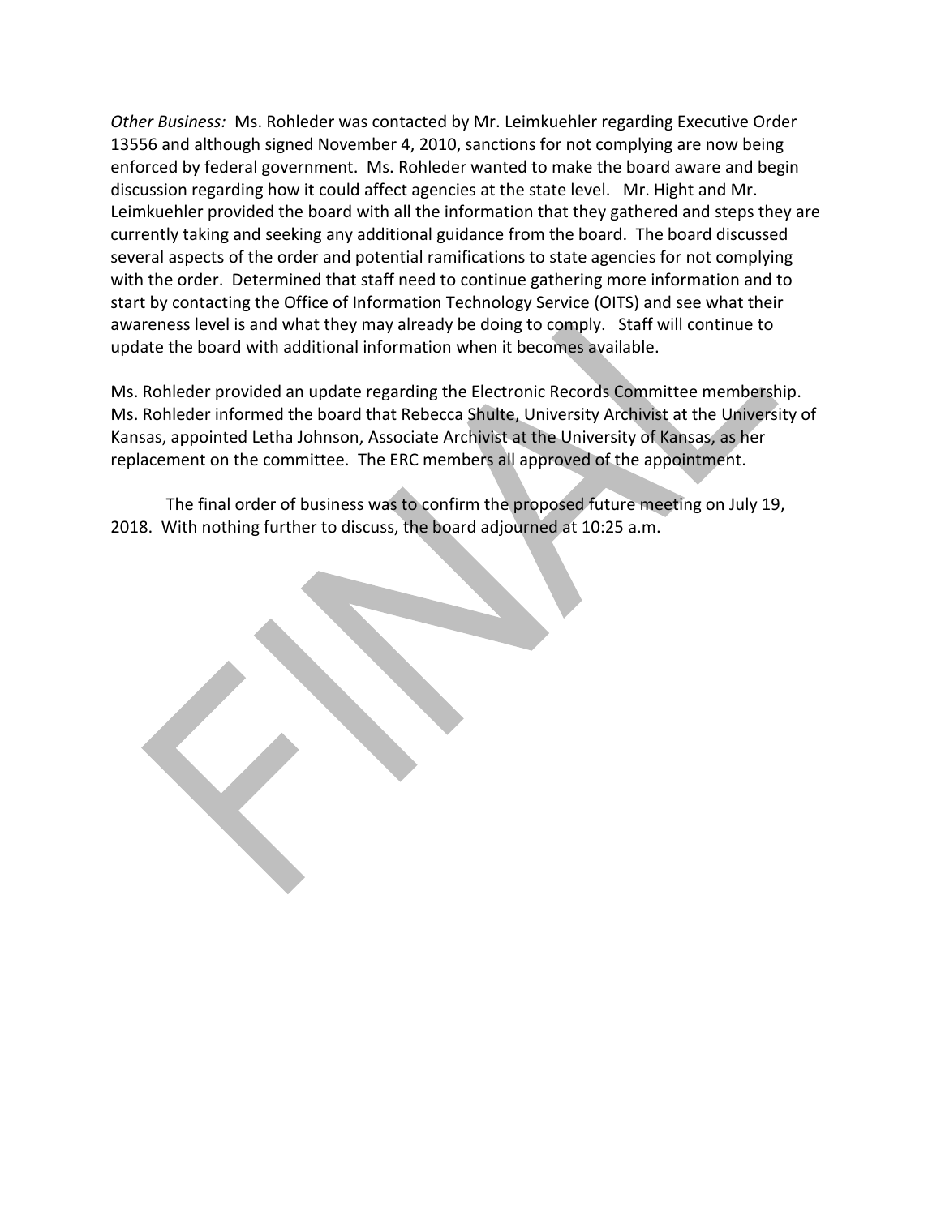*Other Business:* Ms. Rohleder was contacted by Mr. Leimkuehler regarding Executive Order 13556 and although signed November 4, 2010, sanctions for not complying are now being enforced by federal government. Ms. Rohleder wanted to make the board aware and begin discussion regarding how it could affect agencies at the state level. Mr. Hight and Mr. Leimkuehler provided the board with all the information that they gathered and steps they are currently taking and seeking any additional guidance from the board. The board discussed several aspects of the order and potential ramifications to state agencies for not complying with the order. Determined that staff need to continue gathering more information and to start by contacting the Office of Information Technology Service (OITS) and see what their awareness level is and what they may already be doing to comply. Staff will continue to update the board with additional information when it becomes available.

Ms. Rohleder provided an update regarding the Electronic Records Committee membership. Ms. Rohleder informed the board that Rebecca Shulte, University Archivist at the University of Kansas, appointed Letha Johnson, Associate Archivist at the University of Kansas, as her replacement on the committee. The ERC members all approved of the appointment.

The final order of business was to confirm the proposed future meeting on July 19, 2018. With nothing further to discuss, the board adjourned at 10:25 a.m.

FINAL